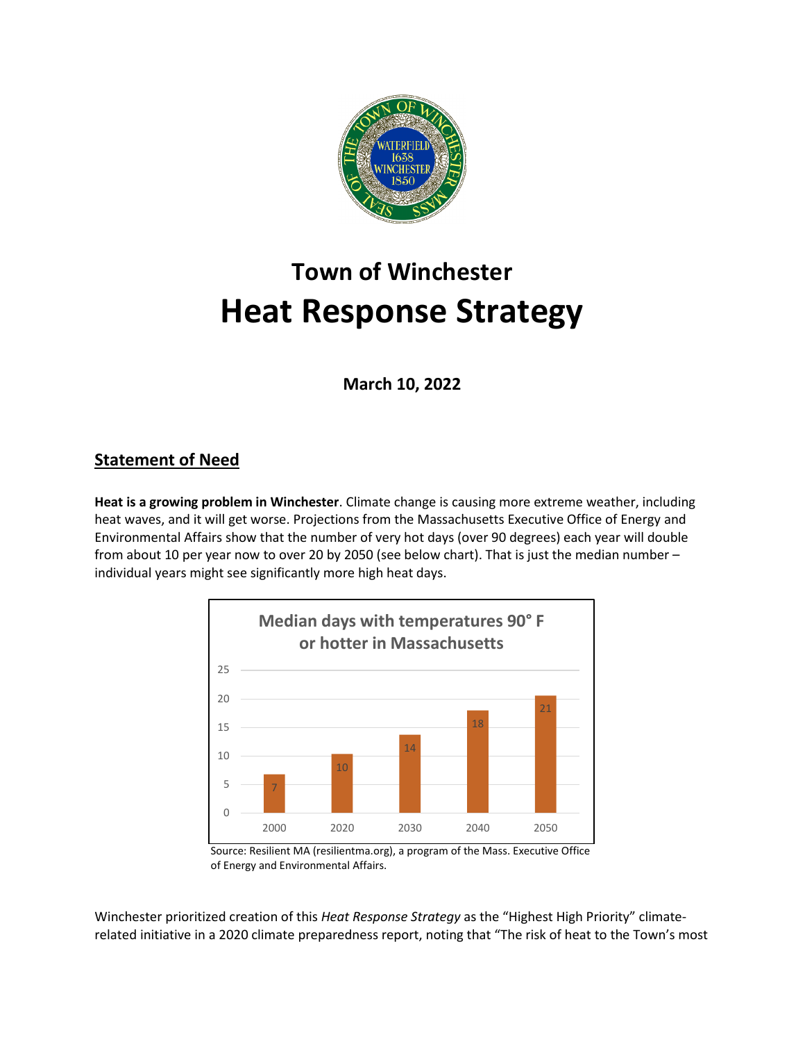# Town of Winchester
# Heat Response Strategy

**March 10, 2022**

## Statement of Need

**Heat is a growing problem in Winchester**. Climate change is causing more extreme weather, including heat waves, and it will get worse. Projections from the Massachusetts Executive Office of Energy and Environmental Affairs show that the number of very hot days (over 90 degrees) each year will double from about 10 per year now to over 20 by 2050 (see below chart). That is just the median number – individual years might see significantly more high heat days.

**Median days with temperatures 90° F or hotter in Massachusetts**

| Year | Days |
| --- | --- |
| 2000 | 7 |
| 2020 | 10 |
| 2030 | 14 |
| 2040 | 18 |
| 2050 | 21 |

Source: Resilient MA (resilientma.org), a program of the Mass. Executive Office of Energy and Environmental Affairs.

Winchester prioritized creation of this *Heat Response Strategy* as the "Highest High Priority" climate-related initiative in a 2020 climate preparedness report, noting that "The risk of heat to the Town's most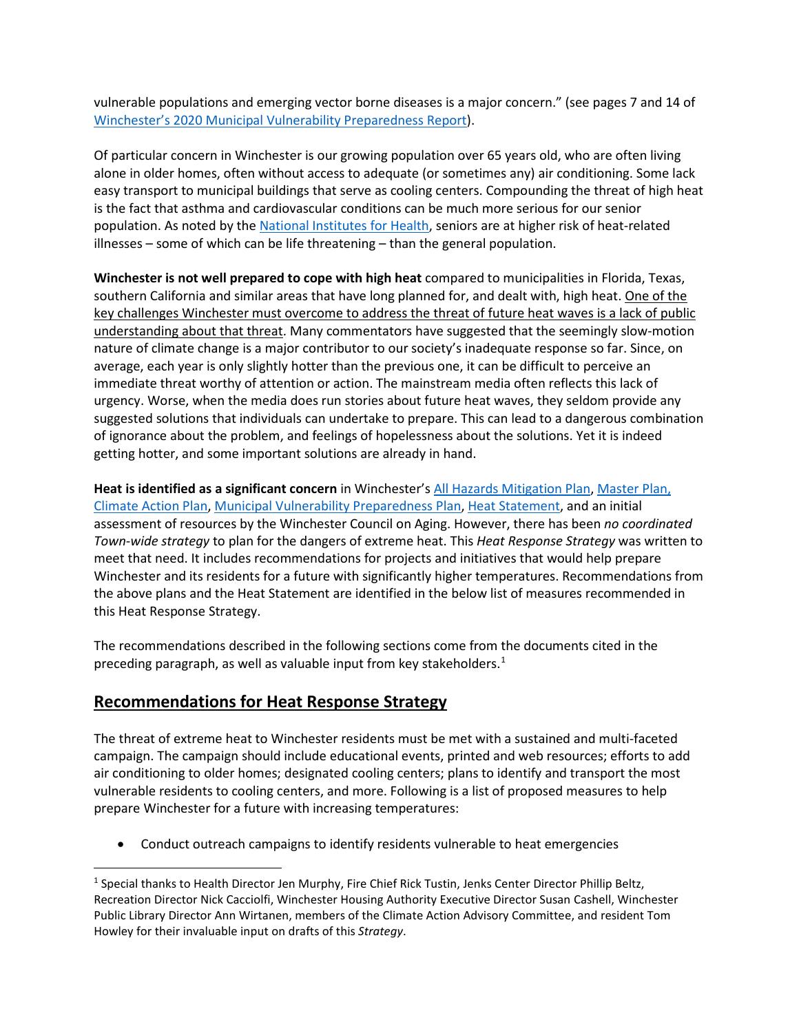vulnerable populations and emerging vector borne diseases is a major concern." (see pages 7 and 14 of [Winchester's 2020 Municipal Vulnerability Preparedness Report](#)).

Of particular concern in Winchester is our growing population over 65 years old, who are often living alone in older homes, often without access to adequate (or sometimes any) air conditioning. Some lack easy transport to municipal buildings that serve as cooling centers. Compounding the threat of high heat is the fact that asthma and cardiovascular conditions can be much more serious for our senior population. As noted by the [National Institutes for Health](#), seniors are at higher risk of heat-related illnesses – some of which can be life threatening – than the general population.

**Winchester is not well prepared to cope with high heat** compared to municipalities in Florida, Texas, southern California and similar areas that have long planned for, and dealt with, high heat. <u>One of the key challenges Winchester must overcome to address the threat of future heat waves is a lack of public understanding about that threat</u>. Many commentators have suggested that the seemingly slow-motion nature of climate change is a major contributor to our society's inadequate response so far. Since, on average, each year is only slightly hotter than the previous one, it can be difficult to perceive an immediate threat worthy of attention or action. The mainstream media often reflects this lack of urgency. Worse, when the media does run stories about future heat waves, they seldom provide any suggested solutions that individuals can undertake to prepare. This can lead to a dangerous combination of ignorance about the problem, and feelings of hopelessness about the solutions. Yet it is indeed getting hotter, and some important solutions are already in hand.

**Heat is identified as a significant concern** in Winchester's [All Hazards Mitigation Plan](#), [Master Plan](#), [Climate Action Plan](#), [Municipal Vulnerability Preparedness Plan](#), [Heat Statement](#), and an initial assessment of resources by the Winchester Council on Aging. However, there has been *no coordinated Town-wide strategy* to plan for the dangers of extreme heat. This *Heat Response Strategy* was written to meet that need. It includes recommendations for projects and initiatives that would help prepare Winchester and its residents for a future with significantly higher temperatures. Recommendations from the above plans and the Heat Statement are identified in the below list of measures recommended in this Heat Response Strategy.

The recommendations described in the following sections come from the documents cited in the preceding paragraph, as well as valuable input from key stakeholders.[1]

## Recommendations for Heat Response Strategy

The threat of extreme heat to Winchester residents must be met with a sustained and multi-faceted campaign. The campaign should include educational events, printed and web resources; efforts to add air conditioning to older homes; designated cooling centers; plans to identify and transport the most vulnerable residents to cooling centers, and more. Following is a list of proposed measures to help prepare Winchester for a future with increasing temperatures:

- Conduct outreach campaigns to identify residents vulnerable to heat emergencies

---

[1] Special thanks to Health Director Jen Murphy, Fire Chief Rick Tustin, Jenks Center Director Phillip Beltz, Recreation Director Nick Cacciolfi, Winchester Housing Authority Executive Director Susan Cashell, Winchester Public Library Director Ann Wirtanen, members of the Climate Action Advisory Committee, and resident Tom Howley for their invaluable input on drafts of this *Strategy*.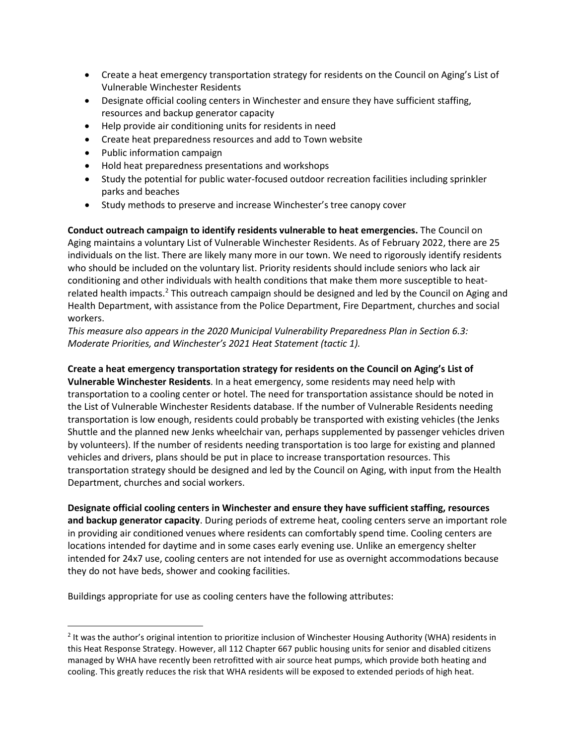- Create a heat emergency transportation strategy for residents on the Council on Aging's List of Vulnerable Winchester Residents
- Designate official cooling centers in Winchester and ensure they have sufficient staffing, resources and backup generator capacity
- Help provide air conditioning units for residents in need
- Create heat preparedness resources and add to Town website
- Public information campaign
- Hold heat preparedness presentations and workshops
- Study the potential for public water-focused outdoor recreation facilities including sprinkler parks and beaches
- Study methods to preserve and increase Winchester's tree canopy cover

**Conduct outreach campaign to identify residents vulnerable to heat emergencies.** The Council on Aging maintains a voluntary List of Vulnerable Winchester Residents. As of February 2022, there are 25 individuals on the list. There are likely many more in our town. We need to rigorously identify residents who should be included on the voluntary list. Priority residents should include seniors who lack air conditioning and other individuals with health conditions that make them more susceptible to heat-related health impacts.[2] This outreach campaign should be designed and led by the Council on Aging and Health Department, with assistance from the Police Department, Fire Department, churches and social workers.
*This measure also appears in the 2020 Municipal Vulnerability Preparedness Plan in Section 6.3: Moderate Priorities, and Winchester's 2021 Heat Statement (tactic 1).*

**Create a heat emergency transportation strategy for residents on the Council on Aging's List of Vulnerable Winchester Residents**. In a heat emergency, some residents may need help with transportation to a cooling center or hotel. The need for transportation assistance should be noted in the List of Vulnerable Winchester Residents database. If the number of Vulnerable Residents needing transportation is low enough, residents could probably be transported with existing vehicles (the Jenks Shuttle and the planned new Jenks wheelchair van, perhaps supplemented by passenger vehicles driven by volunteers). If the number of residents needing transportation is too large for existing and planned vehicles and drivers, plans should be put in place to increase transportation resources. This transportation strategy should be designed and led by the Council on Aging, with input from the Health Department, churches and social workers.

**Designate official cooling centers in Winchester and ensure they have sufficient staffing, resources and backup generator capacity**. During periods of extreme heat, cooling centers serve an important role in providing air conditioned venues where residents can comfortably spend time. Cooling centers are locations intended for daytime and in some cases early evening use. Unlike an emergency shelter intended for 24x7 use, cooling centers are not intended for use as overnight accommodations because they do not have beds, shower and cooking facilities.

Buildings appropriate for use as cooling centers have the following attributes:

[2] It was the author's original intention to prioritize inclusion of Winchester Housing Authority (WHA) residents in this Heat Response Strategy. However, all 112 Chapter 667 public housing units for senior and disabled citizens managed by WHA have recently been retrofitted with air source heat pumps, which provide both heating and cooling. This greatly reduces the risk that WHA residents will be exposed to extended periods of high heat.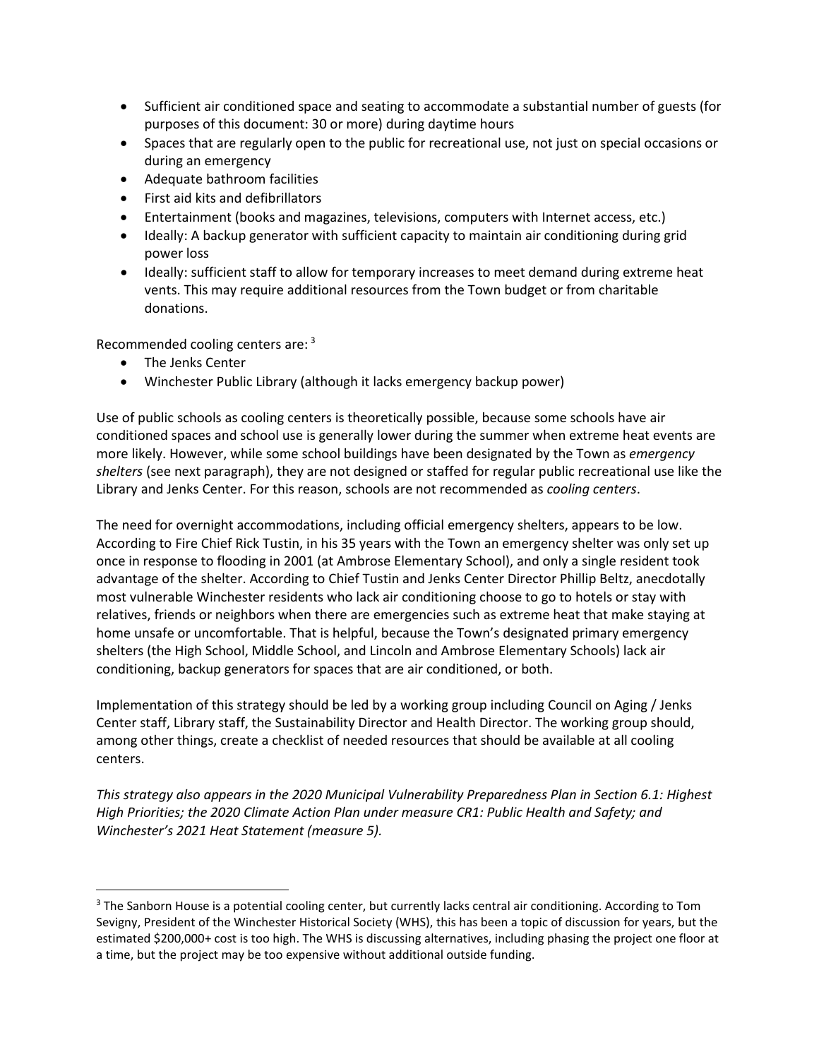- Sufficient air conditioned space and seating to accommodate a substantial number of guests (for purposes of this document: 30 or more) during daytime hours
- Spaces that are regularly open to the public for recreational use, not just on special occasions or during an emergency
- Adequate bathroom facilities
- First aid kits and defibrillators
- Entertainment (books and magazines, televisions, computers with Internet access, etc.)
- Ideally: A backup generator with sufficient capacity to maintain air conditioning during grid power loss
- Ideally: sufficient staff to allow for temporary increases to meet demand during extreme heat vents. This may require additional resources from the Town budget or from charitable donations.

Recommended cooling centers are: [3]

- The Jenks Center
- Winchester Public Library (although it lacks emergency backup power)

Use of public schools as cooling centers is theoretically possible, because some schools have air conditioned spaces and school use is generally lower during the summer when extreme heat events are more likely. However, while some school buildings have been designated by the Town as *emergency shelters* (see next paragraph), they are not designed or staffed for regular public recreational use like the Library and Jenks Center. For this reason, schools are not recommended as *cooling centers*.

The need for overnight accommodations, including official emergency shelters, appears to be low. According to Fire Chief Rick Tustin, in his 35 years with the Town an emergency shelter was only set up once in response to flooding in 2001 (at Ambrose Elementary School), and only a single resident took advantage of the shelter. According to Chief Tustin and Jenks Center Director Phillip Beltz, anecdotally most vulnerable Winchester residents who lack air conditioning choose to go to hotels or stay with relatives, friends or neighbors when there are emergencies such as extreme heat that make staying at home unsafe or uncomfortable. That is helpful, because the Town's designated primary emergency shelters (the High School, Middle School, and Lincoln and Ambrose Elementary Schools) lack air conditioning, backup generators for spaces that are air conditioned, or both.

Implementation of this strategy should be led by a working group including Council on Aging / Jenks Center staff, Library staff, the Sustainability Director and Health Director. The working group should, among other things, create a checklist of needed resources that should be available at all cooling centers.

*This strategy also appears in the 2020 Municipal Vulnerability Preparedness Plan in Section 6.1: Highest High Priorities; the 2020 Climate Action Plan under measure CR1: Public Health and Safety; and Winchester's 2021 Heat Statement (measure 5).*

---

[3] The Sanborn House is a potential cooling center, but currently lacks central air conditioning. According to Tom Sevigny, President of the Winchester Historical Society (WHS), this has been a topic of discussion for years, but the estimated $200,000+ cost is too high. The WHS is discussing alternatives, including phasing the project one floor at a time, but the project may be too expensive without additional outside funding.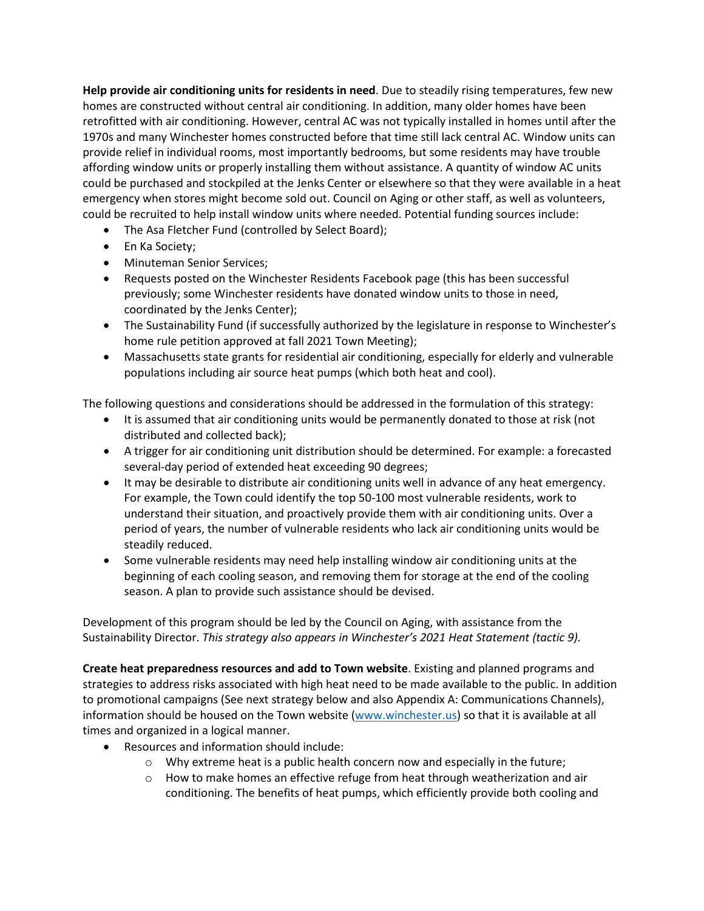**Help provide air conditioning units for residents in need**. Due to steadily rising temperatures, few new homes are constructed without central air conditioning. In addition, many older homes have been retrofitted with air conditioning. However, central AC was not typically installed in homes until after the 1970s and many Winchester homes constructed before that time still lack central AC. Window units can provide relief in individual rooms, most importantly bedrooms, but some residents may have trouble affording window units or properly installing them without assistance. A quantity of window AC units could be purchased and stockpiled at the Jenks Center or elsewhere so that they were available in a heat emergency when stores might become sold out. Council on Aging or other staff, as well as volunteers, could be recruited to help install window units where needed. Potential funding sources include:

- The Asa Fletcher Fund (controlled by Select Board);
- En Ka Society;
- Minuteman Senior Services;
- Requests posted on the Winchester Residents Facebook page (this has been successful previously; some Winchester residents have donated window units to those in need, coordinated by the Jenks Center);
- The Sustainability Fund (if successfully authorized by the legislature in response to Winchester's home rule petition approved at fall 2021 Town Meeting);
- Massachusetts state grants for residential air conditioning, especially for elderly and vulnerable populations including air source heat pumps (which both heat and cool).

The following questions and considerations should be addressed in the formulation of this strategy:

- It is assumed that air conditioning units would be permanently donated to those at risk (not distributed and collected back);
- A trigger for air conditioning unit distribution should be determined. For example: a forecasted several-day period of extended heat exceeding 90 degrees;
- It may be desirable to distribute air conditioning units well in advance of any heat emergency. For example, the Town could identify the top 50-100 most vulnerable residents, work to understand their situation, and proactively provide them with air conditioning units. Over a period of years, the number of vulnerable residents who lack air conditioning units would be steadily reduced.
- Some vulnerable residents may need help installing window air conditioning units at the beginning of each cooling season, and removing them for storage at the end of the cooling season. A plan to provide such assistance should be devised.

Development of this program should be led by the Council on Aging, with assistance from the Sustainability Director. *This strategy also appears in Winchester's 2021 Heat Statement (tactic 9).*

**Create heat preparedness resources and add to Town website**. Existing and planned programs and strategies to address risks associated with high heat need to be made available to the public. In addition to promotional campaigns (See next strategy below and also Appendix A: Communications Channels), information should be housed on the Town website (www.winchester.us) so that it is available at all times and organized in a logical manner.

- Resources and information should include:
    - Why extreme heat is a public health concern now and especially in the future;
    - How to make homes an effective refuge from heat through weatherization and air conditioning. The benefits of heat pumps, which efficiently provide both cooling and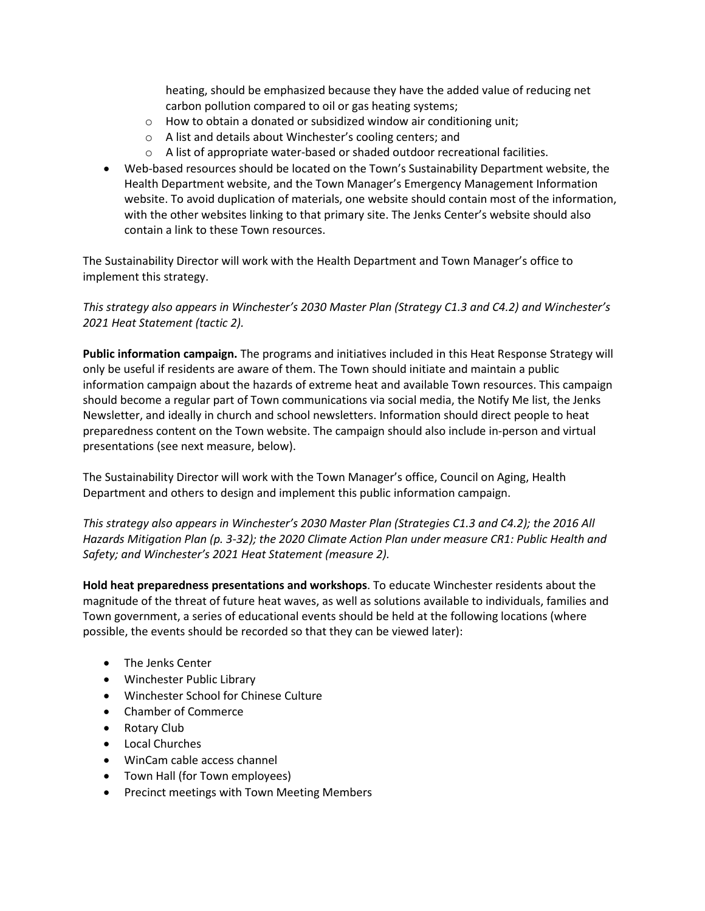heating, should be emphasized because they have the added value of reducing net carbon pollution compared to oil or gas heating systems;
    - How to obtain a donated or subsidized window air conditioning unit;
    - A list and details about Winchester's cooling centers; and
    - A list of appropriate water-based or shaded outdoor recreational facilities.
- Web-based resources should be located on the Town's Sustainability Department website, the Health Department website, and the Town Manager's Emergency Management Information website. To avoid duplication of materials, one website should contain most of the information, with the other websites linking to that primary site. The Jenks Center's website should also contain a link to these Town resources.

The Sustainability Director will work with the Health Department and Town Manager's office to implement this strategy.

*This strategy also appears in Winchester's 2030 Master Plan (Strategy C1.3 and C4.2) and Winchester's 2021 Heat Statement (tactic 2).*

**Public information campaign.** The programs and initiatives included in this Heat Response Strategy will only be useful if residents are aware of them. The Town should initiate and maintain a public information campaign about the hazards of extreme heat and available Town resources. This campaign should become a regular part of Town communications via social media, the Notify Me list, the Jenks Newsletter, and ideally in church and school newsletters. Information should direct people to heat preparedness content on the Town website. The campaign should also include in-person and virtual presentations (see next measure, below).

The Sustainability Director will work with the Town Manager's office, Council on Aging, Health Department and others to design and implement this public information campaign.

*This strategy also appears in Winchester's 2030 Master Plan (Strategies C1.3 and C4.2); the 2016 All Hazards Mitigation Plan (p. 3-32); the 2020 Climate Action Plan under measure CR1: Public Health and Safety; and Winchester's 2021 Heat Statement (measure 2).*

**Hold heat preparedness presentations and workshops**. To educate Winchester residents about the magnitude of the threat of future heat waves, as well as solutions available to individuals, families and Town government, a series of educational events should be held at the following locations (where possible, the events should be recorded so that they can be viewed later):

- The Jenks Center
- Winchester Public Library
- Winchester School for Chinese Culture
- Chamber of Commerce
- Rotary Club
- Local Churches
- WinCam cable access channel
- Town Hall (for Town employees)
- Precinct meetings with Town Meeting Members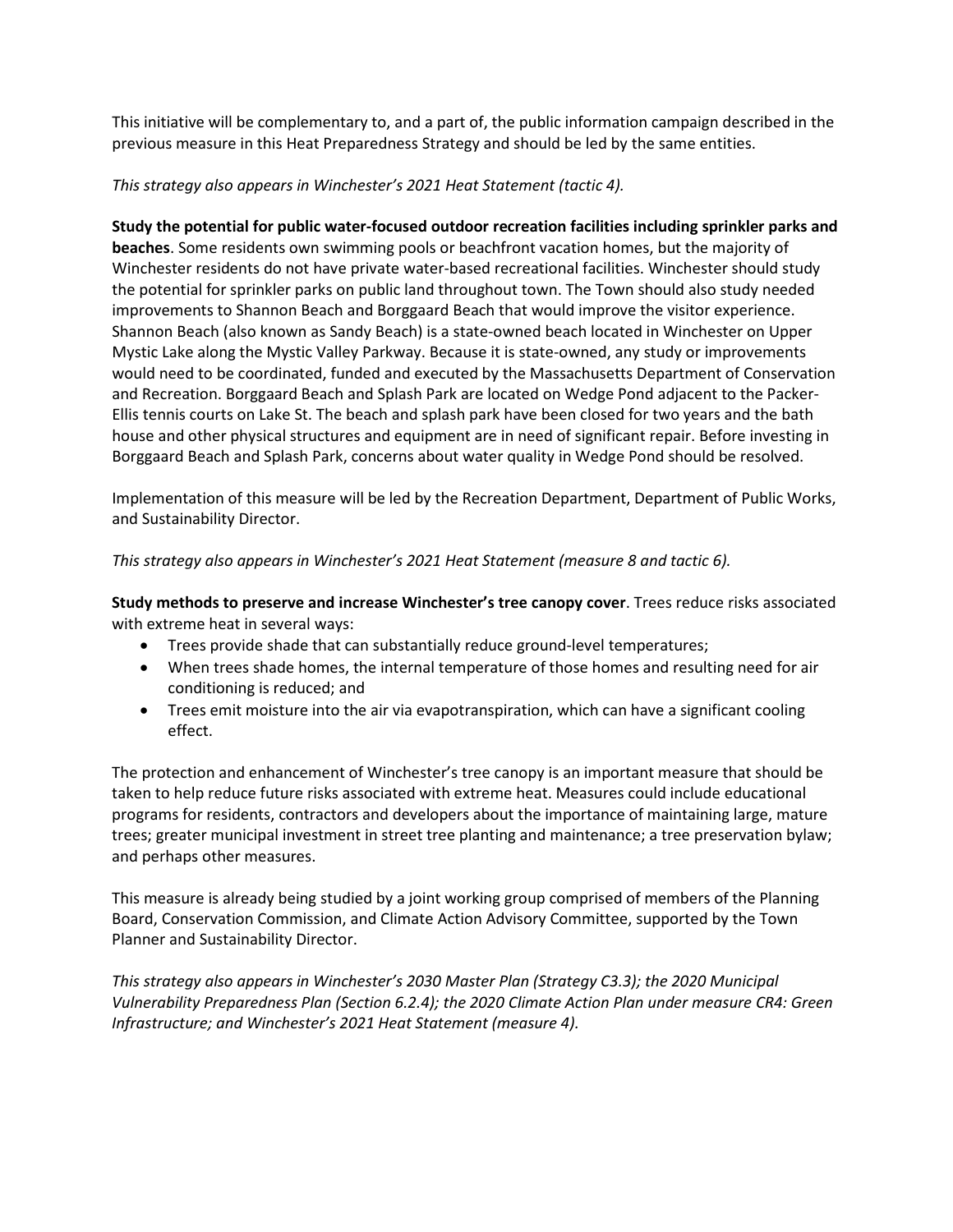This initiative will be complementary to, and a part of, the public information campaign described in the previous measure in this Heat Preparedness Strategy and should be led by the same entities.

*This strategy also appears in Winchester's 2021 Heat Statement (tactic 4).*

**Study the potential for public water-focused outdoor recreation facilities including sprinkler parks and beaches**. Some residents own swimming pools or beachfront vacation homes, but the majority of Winchester residents do not have private water-based recreational facilities. Winchester should study the potential for sprinkler parks on public land throughout town. The Town should also study needed improvements to Shannon Beach and Borggaard Beach that would improve the visitor experience. Shannon Beach (also known as Sandy Beach) is a state-owned beach located in Winchester on Upper Mystic Lake along the Mystic Valley Parkway. Because it is state-owned, any study or improvements would need to be coordinated, funded and executed by the Massachusetts Department of Conservation and Recreation. Borggaard Beach and Splash Park are located on Wedge Pond adjacent to the Packer-Ellis tennis courts on Lake St. The beach and splash park have been closed for two years and the bath house and other physical structures and equipment are in need of significant repair. Before investing in Borggaard Beach and Splash Park, concerns about water quality in Wedge Pond should be resolved.

Implementation of this measure will be led by the Recreation Department, Department of Public Works, and Sustainability Director.

*This strategy also appears in Winchester's 2021 Heat Statement (measure 8 and tactic 6).*

**Study methods to preserve and increase Winchester's tree canopy cover**. Trees reduce risks associated with extreme heat in several ways:

- Trees provide shade that can substantially reduce ground-level temperatures;
- When trees shade homes, the internal temperature of those homes and resulting need for air conditioning is reduced; and
- Trees emit moisture into the air via evapotranspiration, which can have a significant cooling effect.

The protection and enhancement of Winchester's tree canopy is an important measure that should be taken to help reduce future risks associated with extreme heat. Measures could include educational programs for residents, contractors and developers about the importance of maintaining large, mature trees; greater municipal investment in street tree planting and maintenance; a tree preservation bylaw; and perhaps other measures.

This measure is already being studied by a joint working group comprised of members of the Planning Board, Conservation Commission, and Climate Action Advisory Committee, supported by the Town Planner and Sustainability Director.

*This strategy also appears in Winchester's 2030 Master Plan (Strategy C3.3); the 2020 Municipal Vulnerability Preparedness Plan (Section 6.2.4); the 2020 Climate Action Plan under measure CR4: Green Infrastructure; and Winchester's 2021 Heat Statement (measure 4).*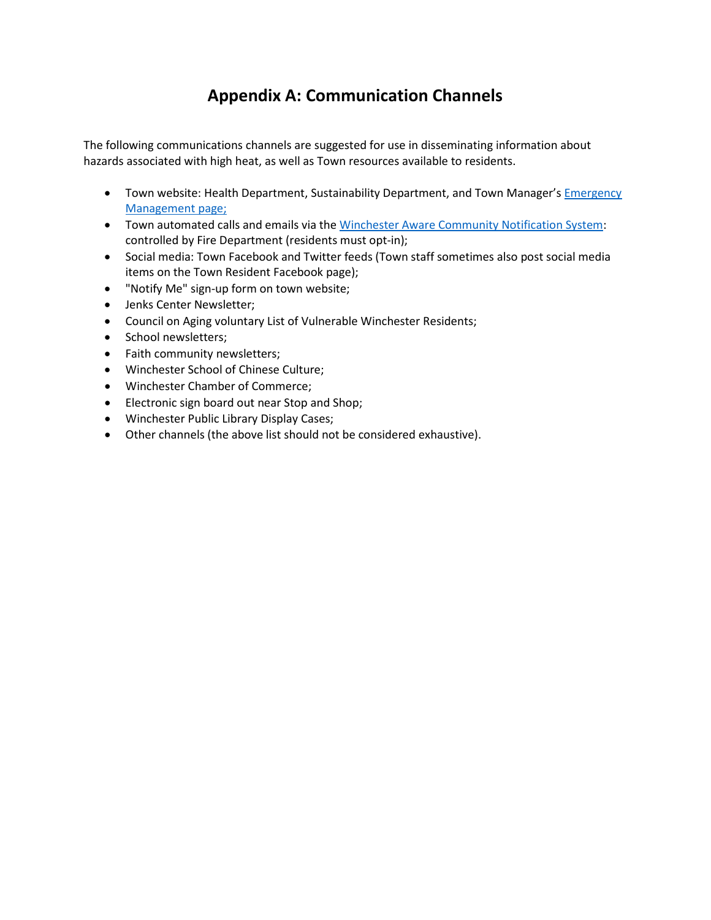# Appendix A: Communication Channels

The following communications channels are suggested for use in disseminating information about hazards associated with high heat, as well as Town resources available to residents.

- Town website: Health Department, Sustainability Department, and Town Manager's Emergency Management page;
- Town automated calls and emails via the Winchester Aware Community Notification System: controlled by Fire Department (residents must opt-in);
- Social media: Town Facebook and Twitter feeds (Town staff sometimes also post social media items on the Town Resident Facebook page);
- "Notify Me" sign-up form on town website;
- Jenks Center Newsletter;
- Council on Aging voluntary List of Vulnerable Winchester Residents;
- School newsletters;
- Faith community newsletters;
- Winchester School of Chinese Culture;
- Winchester Chamber of Commerce;
- Electronic sign board out near Stop and Shop;
- Winchester Public Library Display Cases;
- Other channels (the above list should not be considered exhaustive).